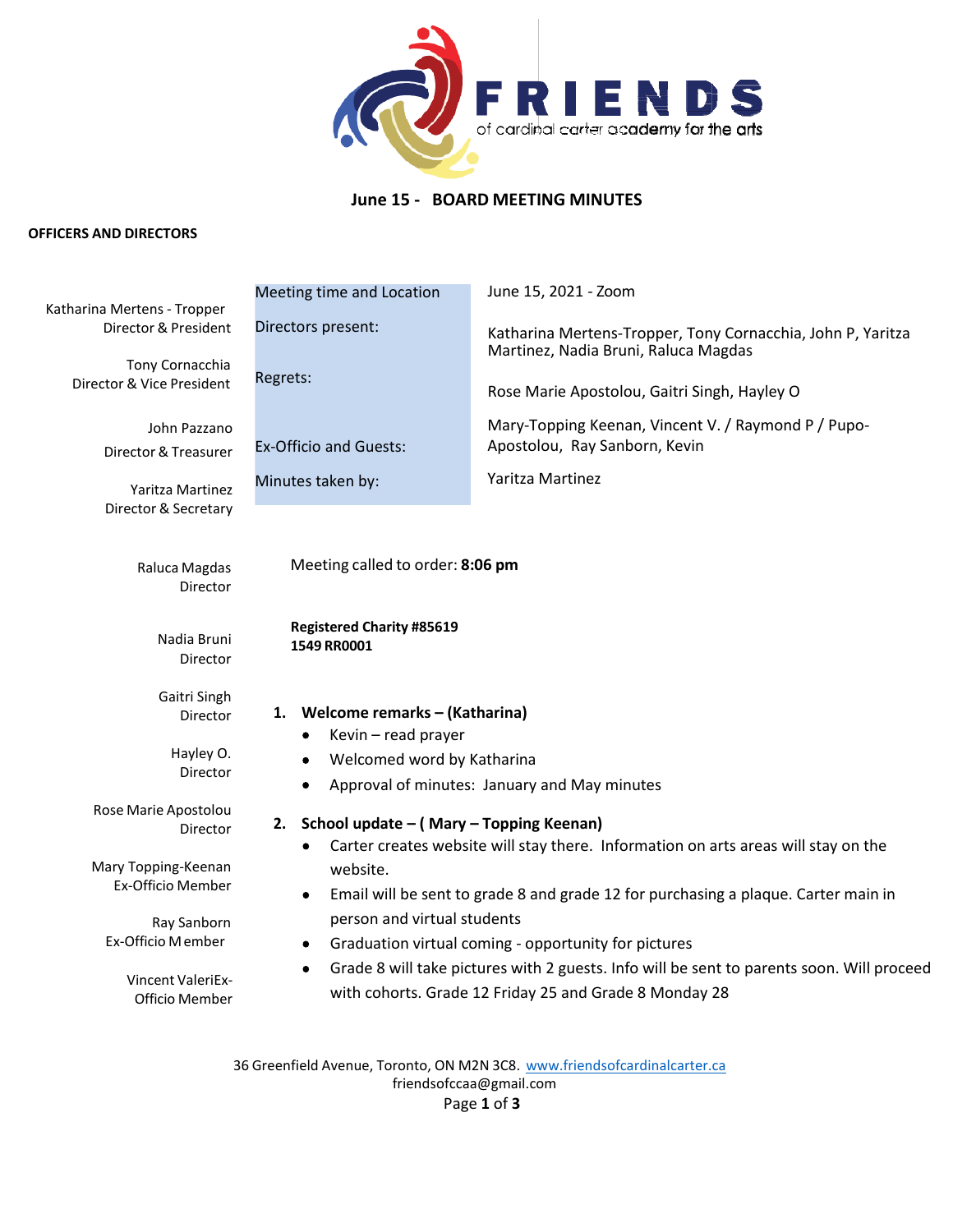FRIENDS of cardinal carter academy for the arts

# June 15 - BOARD MEETING MINUTES

**OFFICERS AND DIRECTORS**

Katharina Mertens - Tropper
Director & President

Tony Cornacchia
Director & Vice President

John Pazzano
Director & Treasurer

Yaritza Martinez
Director & Secretary

Raluca Magdas
Director

Nadia Bruni
Director

Gaitri Singh
Director

Hayley O.
Director

Rose Marie Apostolou
Director

Mary Topping-Keenan
Ex-Officio Member

Ray Sanborn
Ex-Officio Member

Vincent ValeriEx-Officio Member

| | |
|---|---|
| Meeting time and Location | June 15, 2021 - Zoom |
| Directors present: | Katharina Mertens-Tropper, Tony Cornacchia, John P, Yaritza Martinez, Nadia Bruni, Raluca Magdas |
| Regrets: | Rose Marie Apostolou, Gaitri Singh, Hayley O |
| Ex-Officio and Guests: | Mary-Topping Keenan, Vincent V. / Raymond P / Pupo-Apostolou, Ray Sanborn, Kevin |
| Minutes taken by: | Yaritza Martinez |

Meeting called to order: **8:06 pm**

**Registered Charity #85619 1549 RR0001**

1. **Welcome remarks – (Katharina)**
   - Kevin – read prayer
   - Welcomed word by Katharina
   - Approval of minutes: January and May minutes

2. **School update – ( Mary – Topping Keenan)**
   - Carter creates website will stay there. Information on arts areas will stay on the website.
   - Email will be sent to grade 8 and grade 12 for purchasing a plaque. Carter main in person and virtual students
   - Graduation virtual coming - opportunity for pictures
   - Grade 8 will take pictures with 2 guests. Info will be sent to parents soon. Will proceed with cohorts. Grade 12 Friday 25 and Grade 8 Monday 28

36 Greenfield Avenue, Toronto, ON M2N 3C8. www.friendsofcardinalcarter.ca
friendsofccaa@gmail.com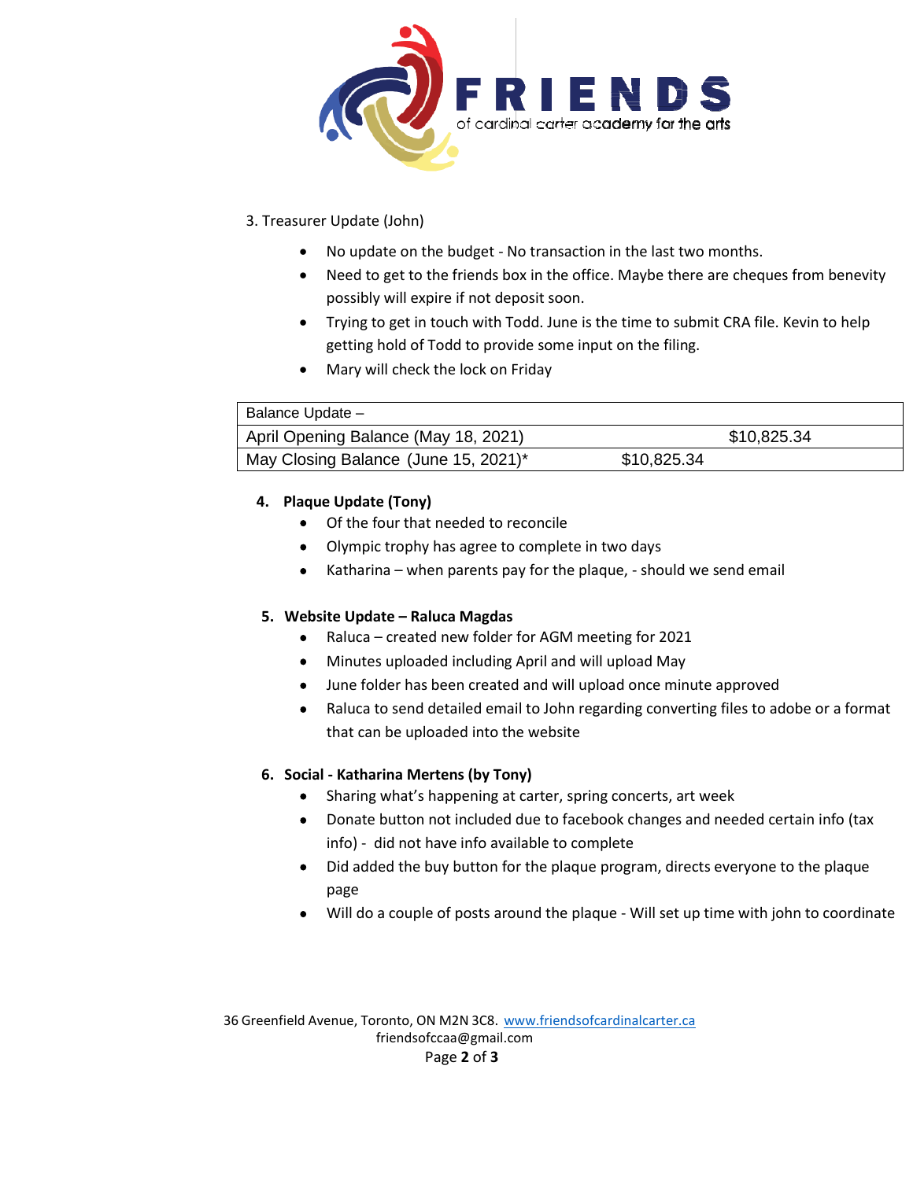3. Treasurer Update (John)

- No update on the budget - No transaction in the last two months.
- Need to get to the friends box in the office. Maybe there are cheques from benevity possibly will expire if not deposit soon.
- Trying to get in touch with Todd. June is the time to submit CRA file. Kevin to help getting hold of Todd to provide some input on the filing.
- Mary will check the lock on Friday

| Balance Update – | | |
|---|---|---|
| April Opening Balance (May 18, 2021) | | $10,825.34 |
| May Closing Balance (June 15, 2021)* | $10,825.34 | |

**4. Plaque Update (Tony)**

- Of the four that needed to reconcile
- Olympic trophy has agree to complete in two days
- Katharina – when parents pay for the plaque, - should we send email

**5. Website Update – Raluca Magdas**

- Raluca – created new folder for AGM meeting for 2021
- Minutes uploaded including April and will upload May
- June folder has been created and will upload once minute approved
- Raluca to send detailed email to John regarding converting files to adobe or a format that can be uploaded into the website

**6. Social - Katharina Mertens (by Tony)**

- Sharing what's happening at carter, spring concerts, art week
- Donate button not included due to facebook changes and needed certain info (tax info) - did not have info available to complete
- Did added the buy button for the plaque program, directs everyone to the plaque page
- Will do a couple of posts around the plaque - Will set up time with john to coordinate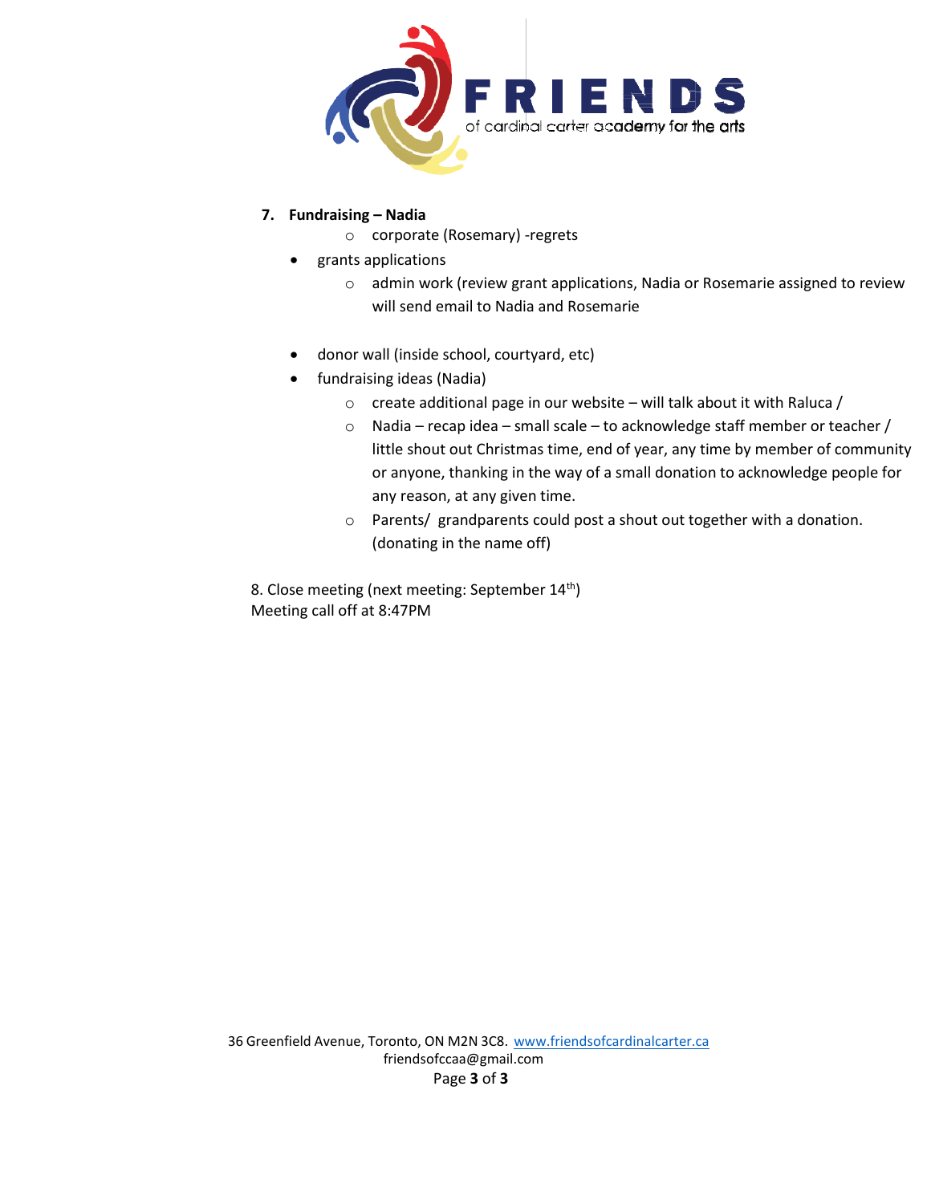7. **Fundraising – Nadia**
    - corporate (Rosemary) -regrets
- grants applications
    - admin work (review grant applications, Nadia or Rosemarie assigned to review will send email to Nadia and Rosemarie
- donor wall (inside school, courtyard, etc)
- fundraising ideas (Nadia)
    - create additional page in our website – will talk about it with Raluca /
    - Nadia – recap idea – small scale – to acknowledge staff member or teacher / little shout out Christmas time, end of year, any time by member of community or anyone, thanking in the way of a small donation to acknowledge people for any reason, at any given time.
    - Parents/ grandparents could post a shout out together with a donation. (donating in the name off)

8. Close meeting (next meeting: September 14th)
Meeting call off at 8:47PM

36 Greenfield Avenue, Toronto, ON M2N 3C8. www.friendsofcardinalcarter.ca
friendsofccaa@gmail.com